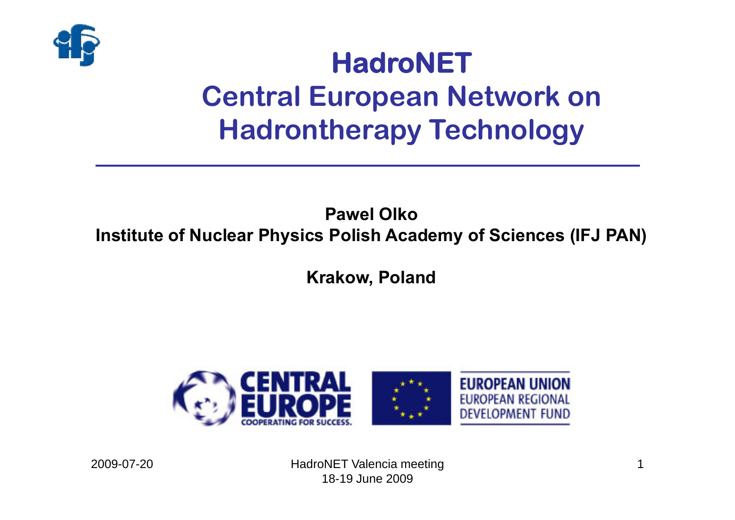# HadroNET

## Central European Network on Hadrontherapy Technology

**Pawel Olko**

**Institute of Nuclear Physics Polish Academy of Sciences (IFJ PAN)**

**Krakow, Poland**

CENTRAL EUROPE COOPERATING FOR SUCCESS.

EUROPEAN UNION EUROPEAN REGIONAL DEVELOPMENT FUND

2009-07-20

HadroNET Valencia meeting 18-19 June 2009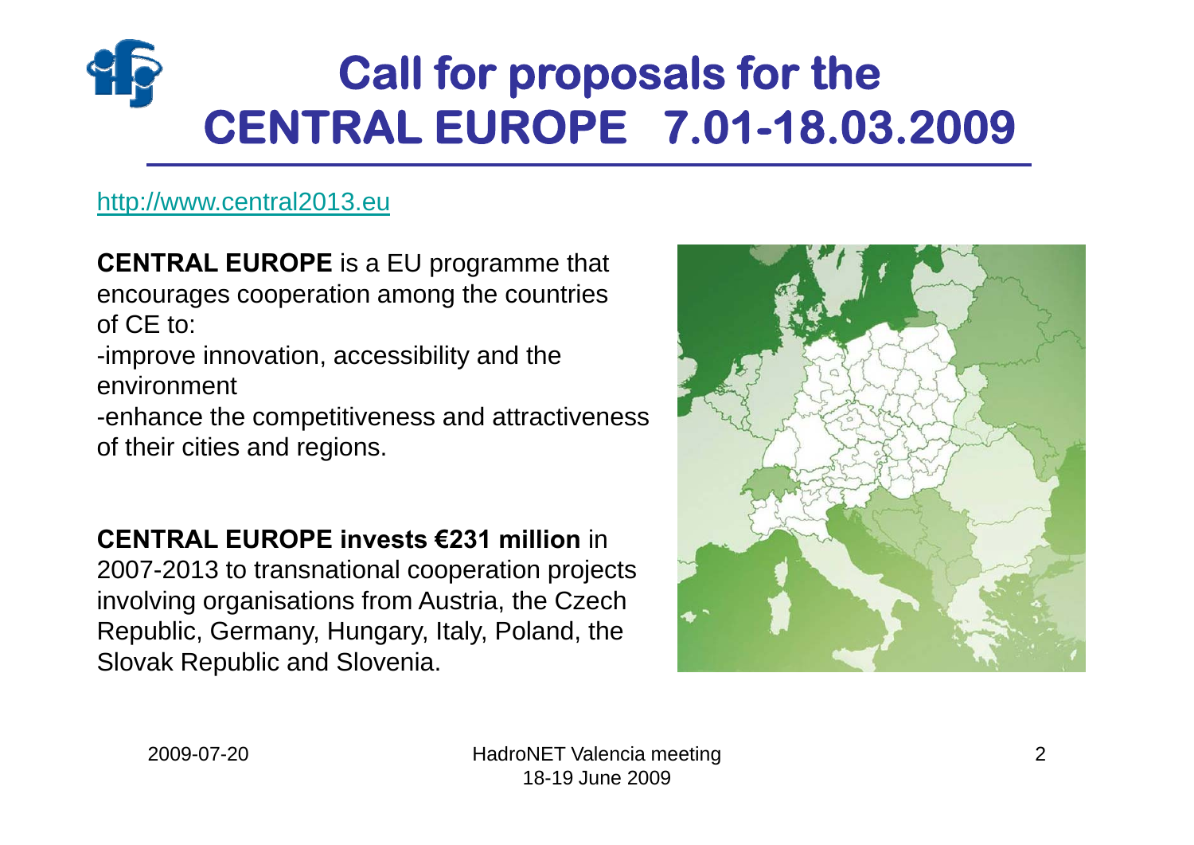# Call for proposals for the CENTRAL EUROPE 7.01-18.03.2009

http://www.central2013.eu

**CENTRAL EUROPE** is a EU programme that encourages cooperation among the countries of CE to:

-improve innovation, accessibility and the environment

-enhance the competitiveness and attractiveness of their cities and regions.

**CENTRAL EUROPE invests €231 million** in 2007-2013 to transnational cooperation projects involving organisations from Austria, the Czech Republic, Germany, Hungary, Italy, Poland, the Slovak Republic and Slovenia.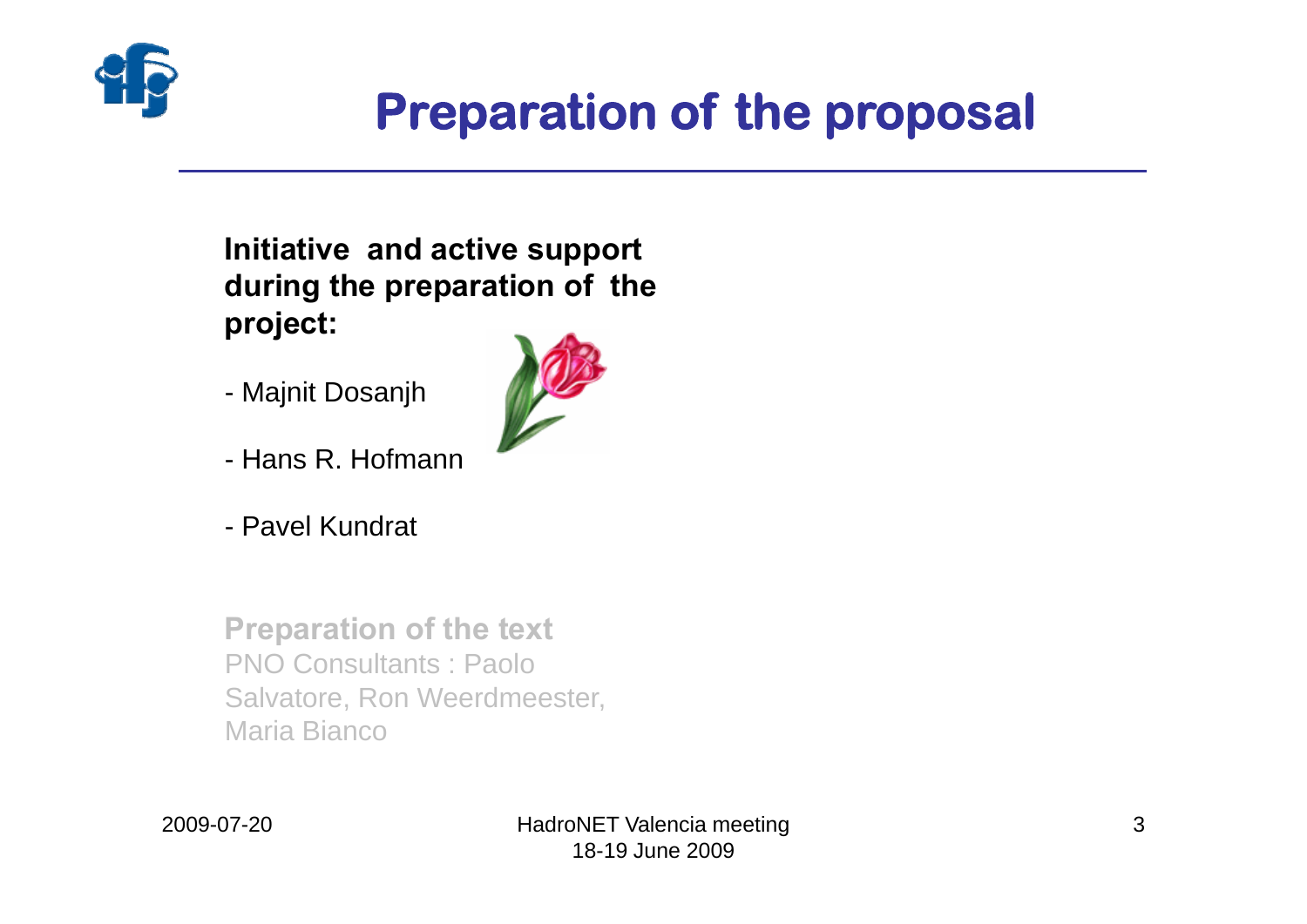# Preparation of the proposal

**Initiative and active support during the preparation of the project:**

- Majnit Dosanjh
- Hans R. Hofmann
- Pavel Kundrat

**Preparation of the text**

PNO Consultants : Paolo Salvatore, Ron Weerdmeester, Maria Bianco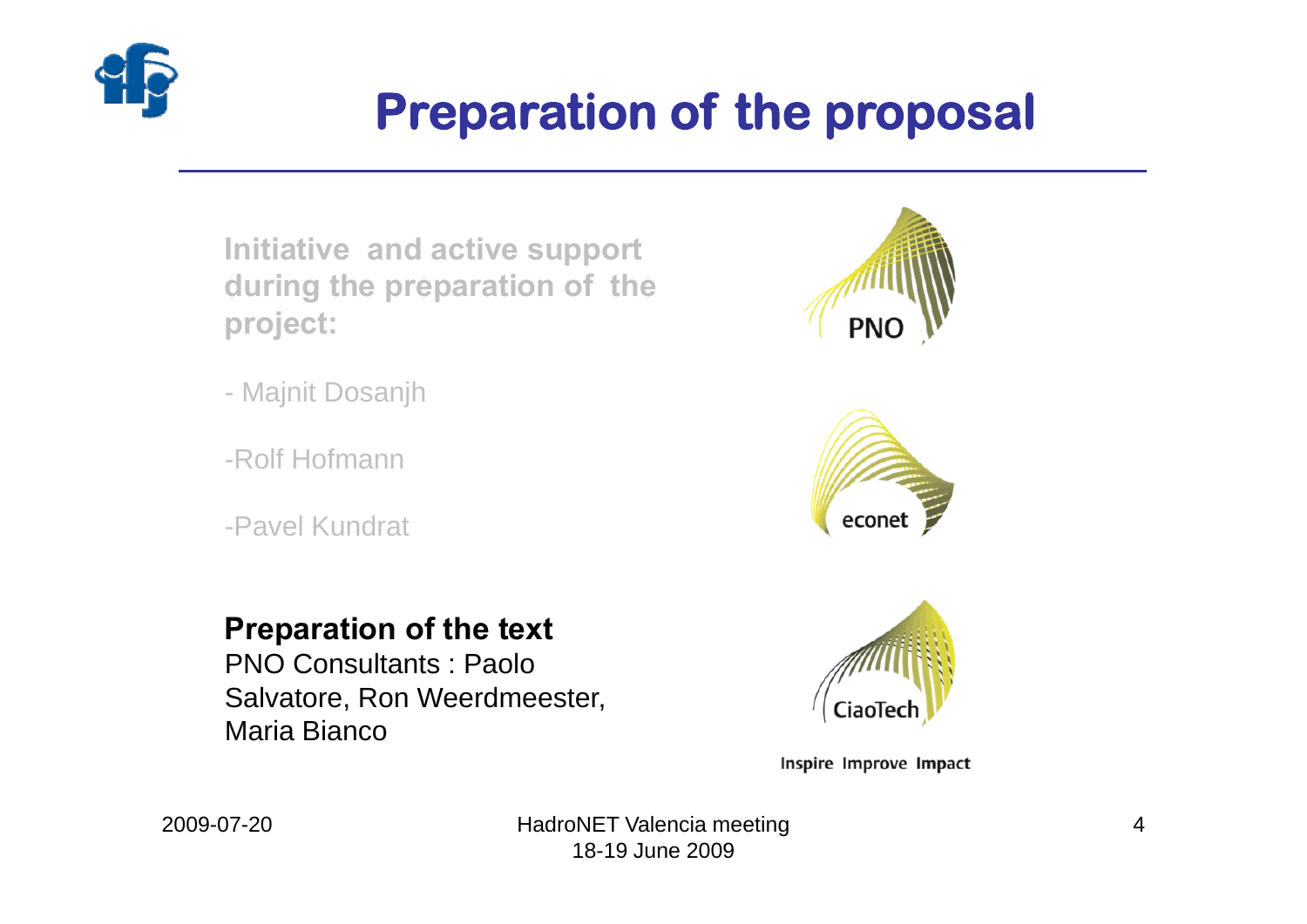# Preparation of the proposal

**Initiative and active support during the preparation of the project:**

- Majnit Dosanjh

-Rolf Hofmann

-Pavel Kundrat

**Preparation of the text**

PNO Consultants : Paolo Salvatore, Ron Weerdmeester, Maria Bianco

PNO

econet

CiaoTech

Inspire Improve Impact

2009-07-20

HadroNET Valencia meeting 18-19 June 2009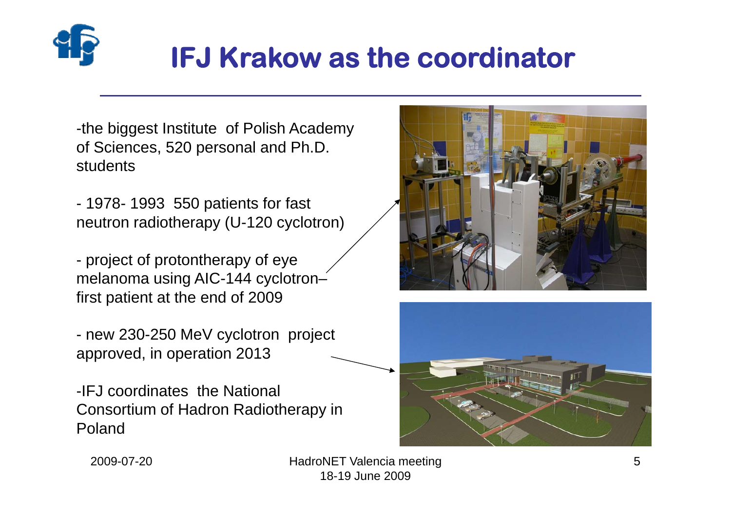# IFJ Krakow as the coordinator

- the biggest Institute of Polish Academy of Sciences, 520 personal and Ph.D. students

- 1978- 1993 550 patients for fast neutron radiotherapy (U-120 cyclotron)

- project of protontherapy of eye melanoma using AIC-144 cyclotron– first patient at the end of 2009

- new 230-250 MeV cyclotron project approved, in operation 2013

- IFJ coordinates the National Consortium of Hadron Radiotherapy in Poland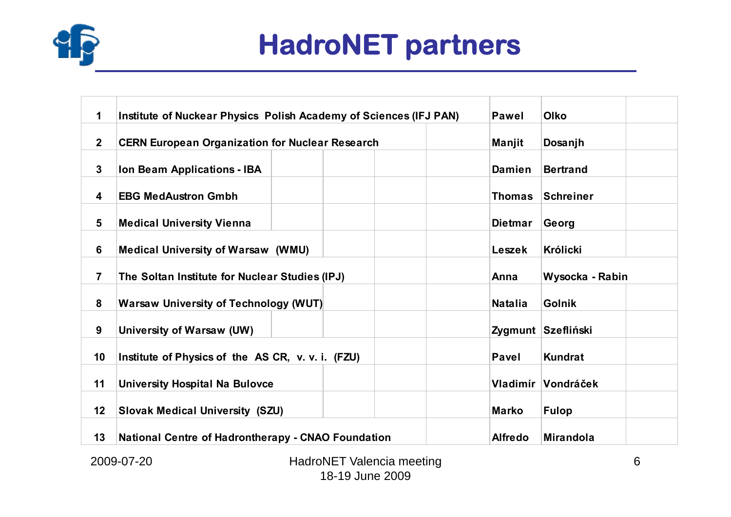# HadroNET partners

| | | | |
|---|---|---|---|
| 1 | Institute of Nuckear Physics Polish Academy of Sciences (IFJ PAN) | Pawel | Olko |
| 2 | CERN European Organization for Nuclear Research | Manjit | Dosanjh |
| 3 | Ion Beam Applications - IBA | Damien | Bertrand |
| 4 | EBG MedAustron Gmbh | Thomas | Schreiner |
| 5 | Medical University Vienna | Dietmar | Georg |
| 6 | Medical University of Warsaw (WMU) | Leszek | Królicki |
| 7 | The Soltan Institute for Nuclear Studies (IPJ) | Anna | Wysocka - Rabin |
| 8 | Warsaw University of Technology (WUT) | Natalia | Golnik |
| 9 | University of Warsaw (UW) | Zygmunt | Szefliński |
| 10 | Institute of Physics of the AS CR, v. v. i. (FZU) | Pavel | Kundrat |
| 11 | University Hospital Na Bulovce | Vladimír | Vondráček |
| 12 | Slovak Medical University (SZU) | Marko | Fulop |
| 13 | National Centre of Hadrontherapy - CNAO Foundation | Alfredo | Mirandola |

2009-07-20

HadroNET Valencia meeting
18-19 June 2009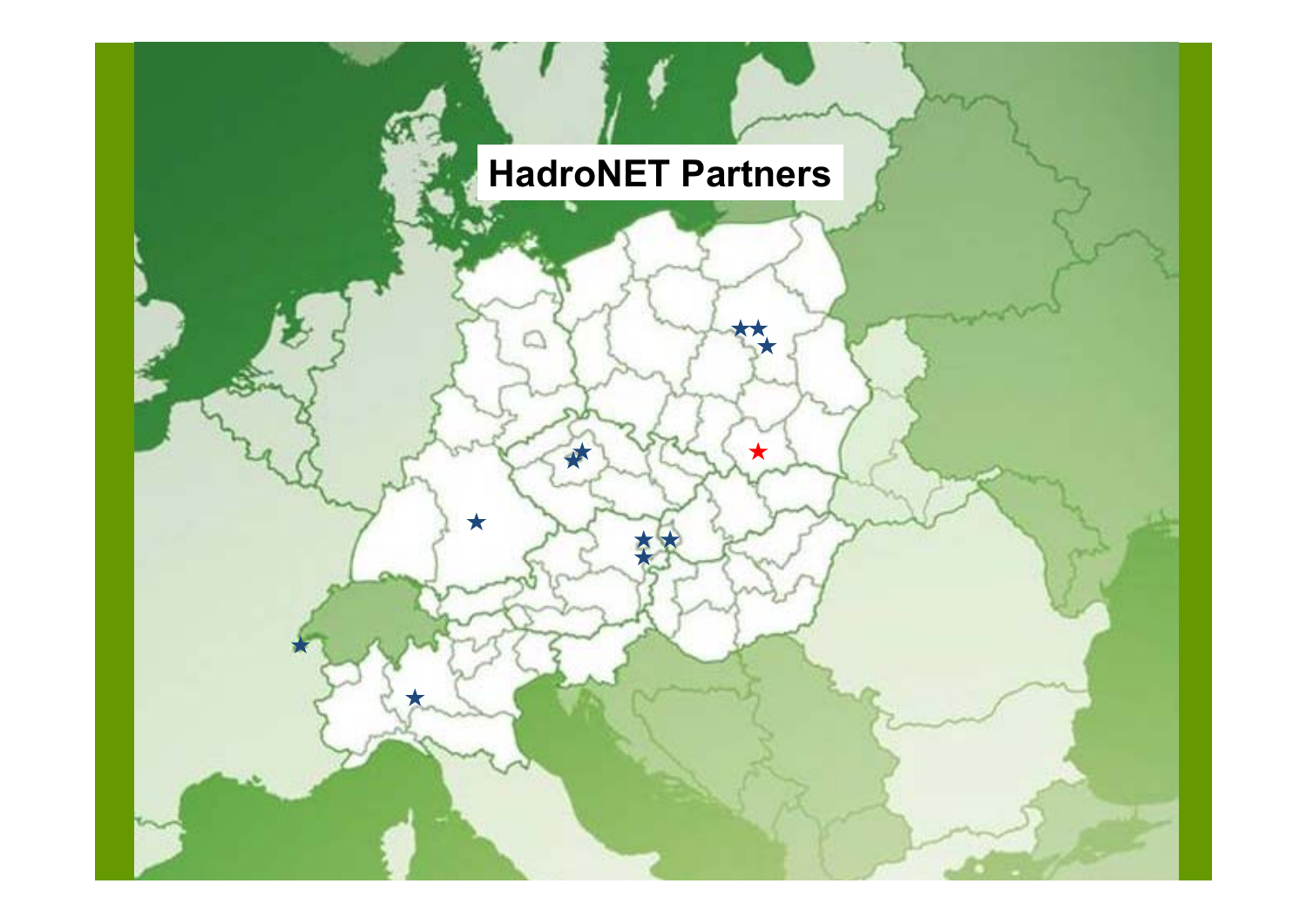# HadroNET Partners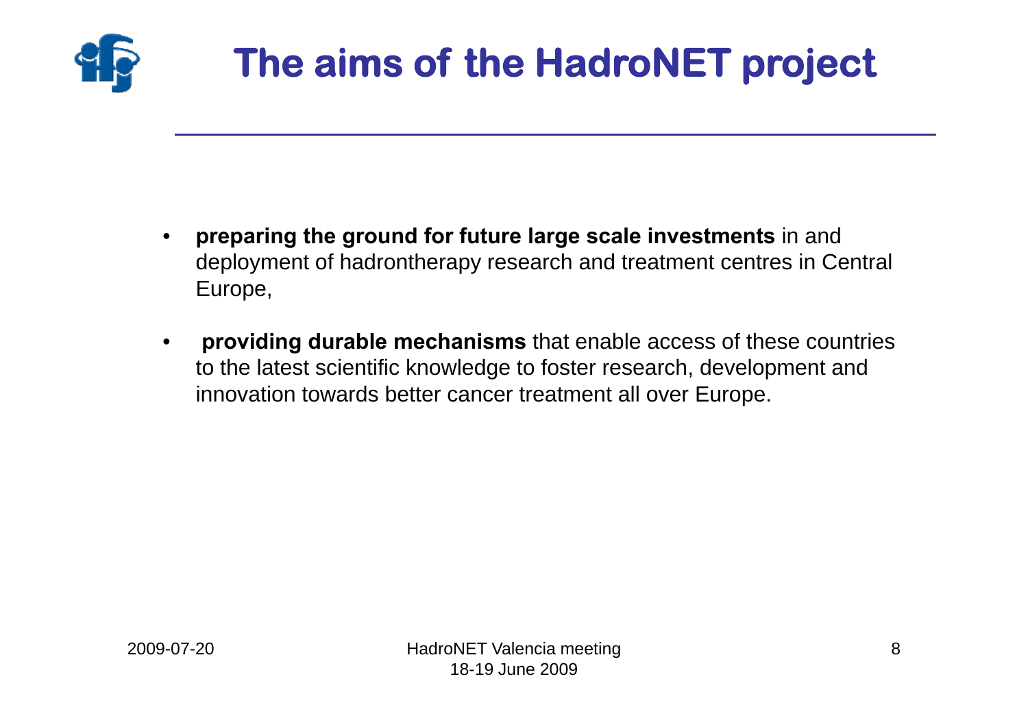# The aims of the HadroNET project

- **preparing the ground for future large scale investments** in and deployment of hadrontherapy research and treatment centres in Central Europe,
- **providing durable mechanisms** that enable access of these countries to the latest scientific knowledge to foster research, development and innovation towards better cancer treatment all over Europe.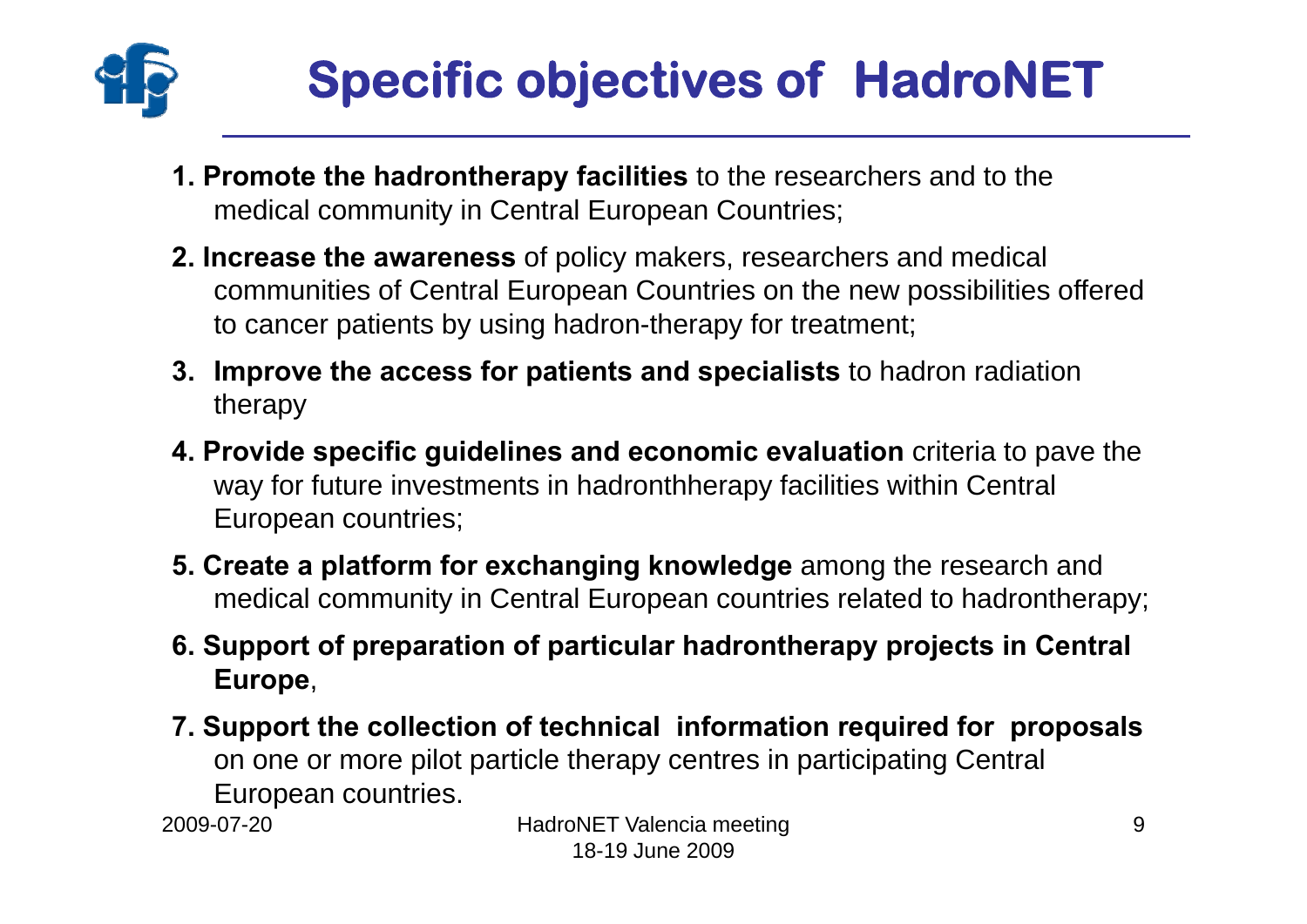# Specific objectives of HadroNET

1. **Promote the hadrontherapy facilities** to the researchers and to the medical community in Central European Countries;
2. **Increase the awareness** of policy makers, researchers and medical communities of Central European Countries on the new possibilities offered to cancer patients by using hadron-therapy for treatment;
3. **Improve the access for patients and specialists** to hadron radiation therapy
4. **Provide specific guidelines and economic evaluation** criteria to pave the way for future investments in hadronthherapy facilities within Central European countries;
5. **Create a platform for exchanging knowledge** among the research and medical community in Central European countries related to hadrontherapy;
6. **Support of preparation of particular hadrontherapy projects in Central Europe**,
7. **Support the collection of technical information required for proposals** on one or more pilot particle therapy centres in participating Central European countries.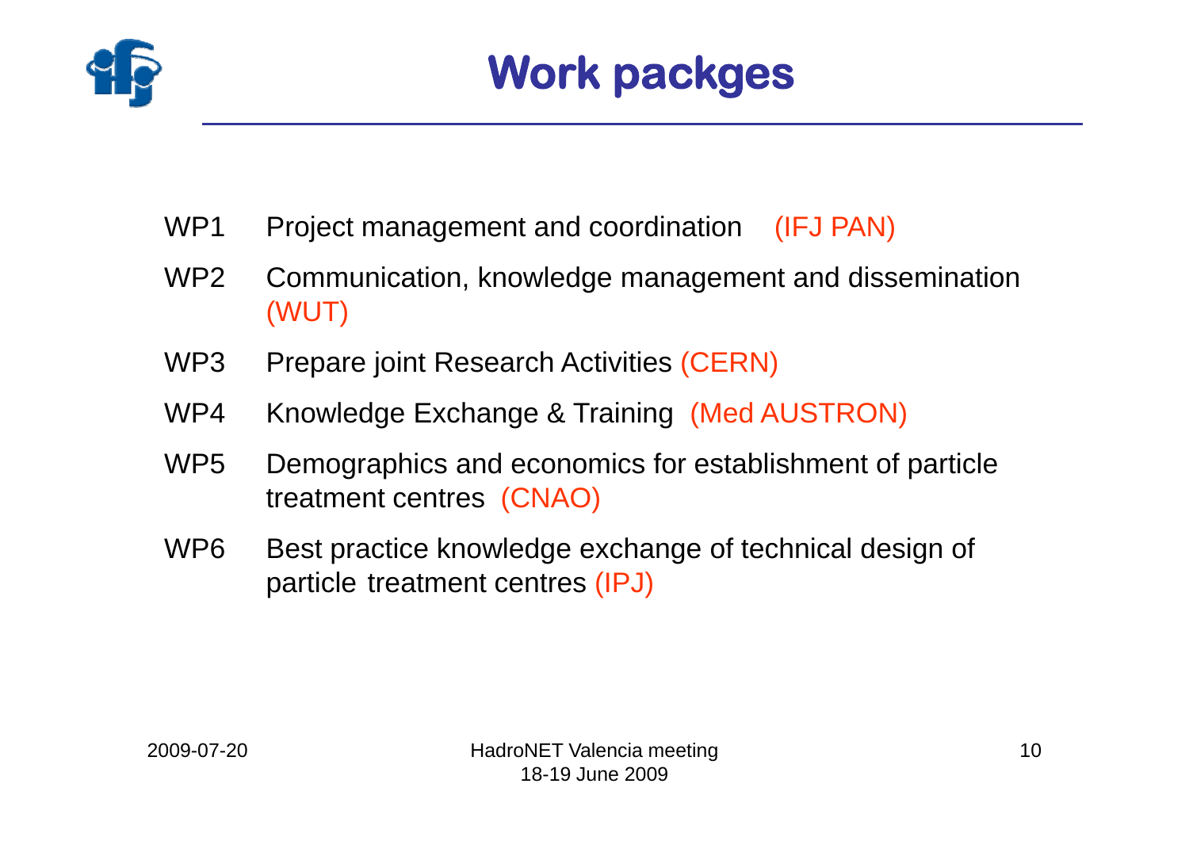# Work packges

- WP1 Project management and coordination (IFJ PAN)
- WP2 Communication, knowledge management and dissemination (WUT)
- WP3 Prepare joint Research Activities (CERN)
- WP4 Knowledge Exchange & Training (Med AUSTRON)
- WP5 Demographics and economics for establishment of particle treatment centres (CNAO)
- WP6 Best practice knowledge exchange of technical design of particle treatment centres (IPJ)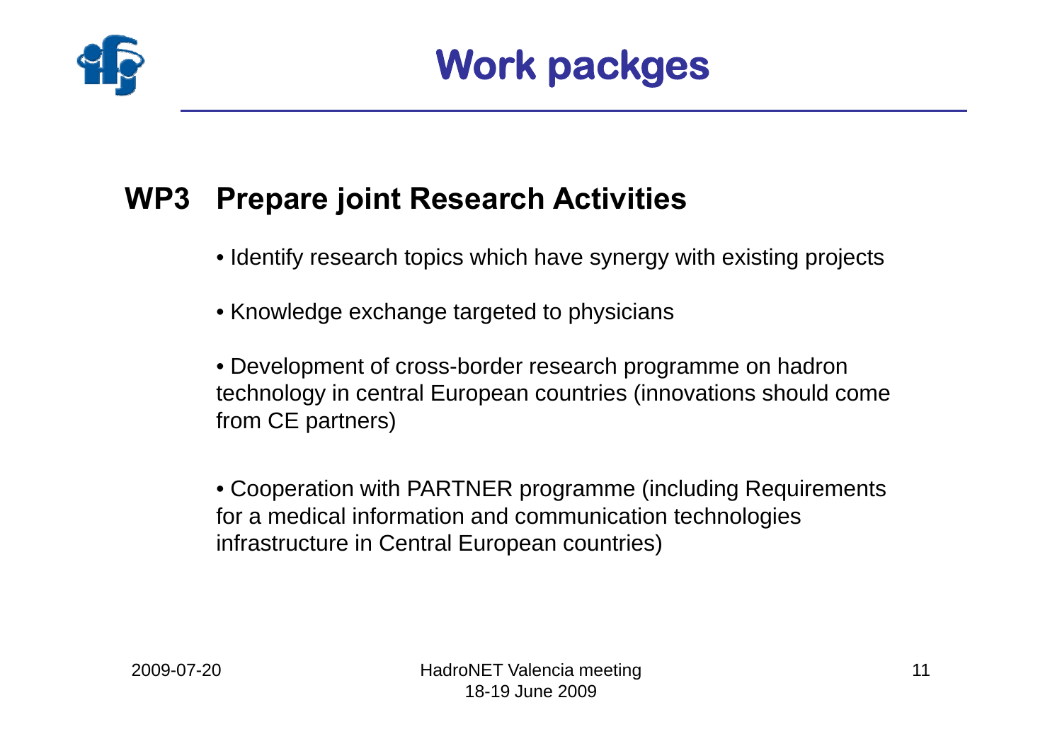# Work packges

## WP3 Prepare joint Research Activities

- Identify research topics which have synergy with existing projects
- Knowledge exchange targeted to physicians
- Development of cross-border research programme on hadron technology in central European countries (innovations should come from CE partners)
- Cooperation with PARTNER programme (including Requirements for a medical information and communication technologies infrastructure in Central European countries)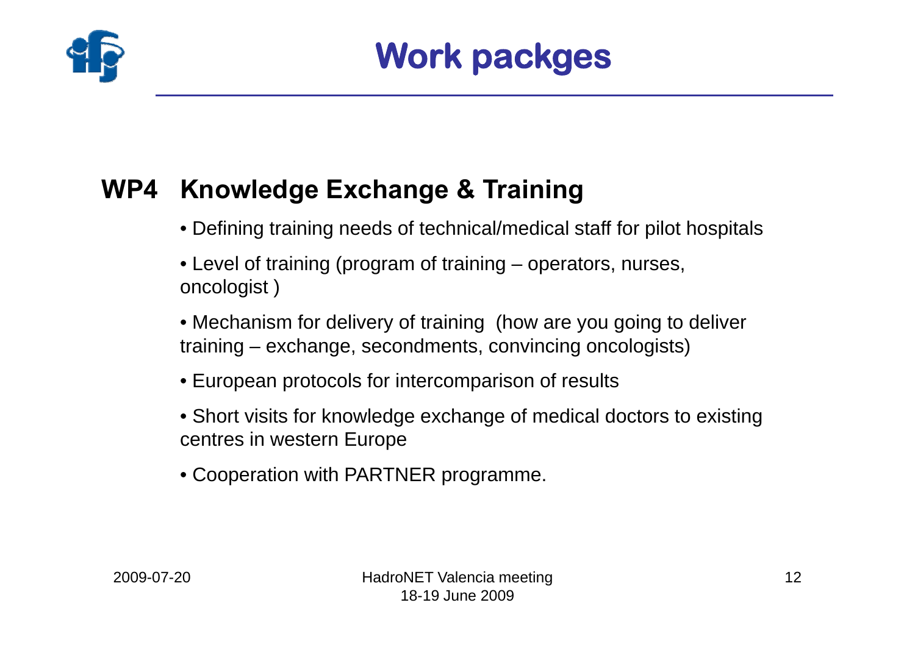# Work packges

## WP4 Knowledge Exchange & Training

- Defining training needs of technical/medical staff for pilot hospitals
- Level of training (program of training – operators, nurses, oncologist )
- Mechanism for delivery of training (how are you going to deliver training – exchange, secondments, convincing oncologists)
- European protocols for intercomparison of results
- Short visits for knowledge exchange of medical doctors to existing centres in western Europe
- Cooperation with PARTNER programme.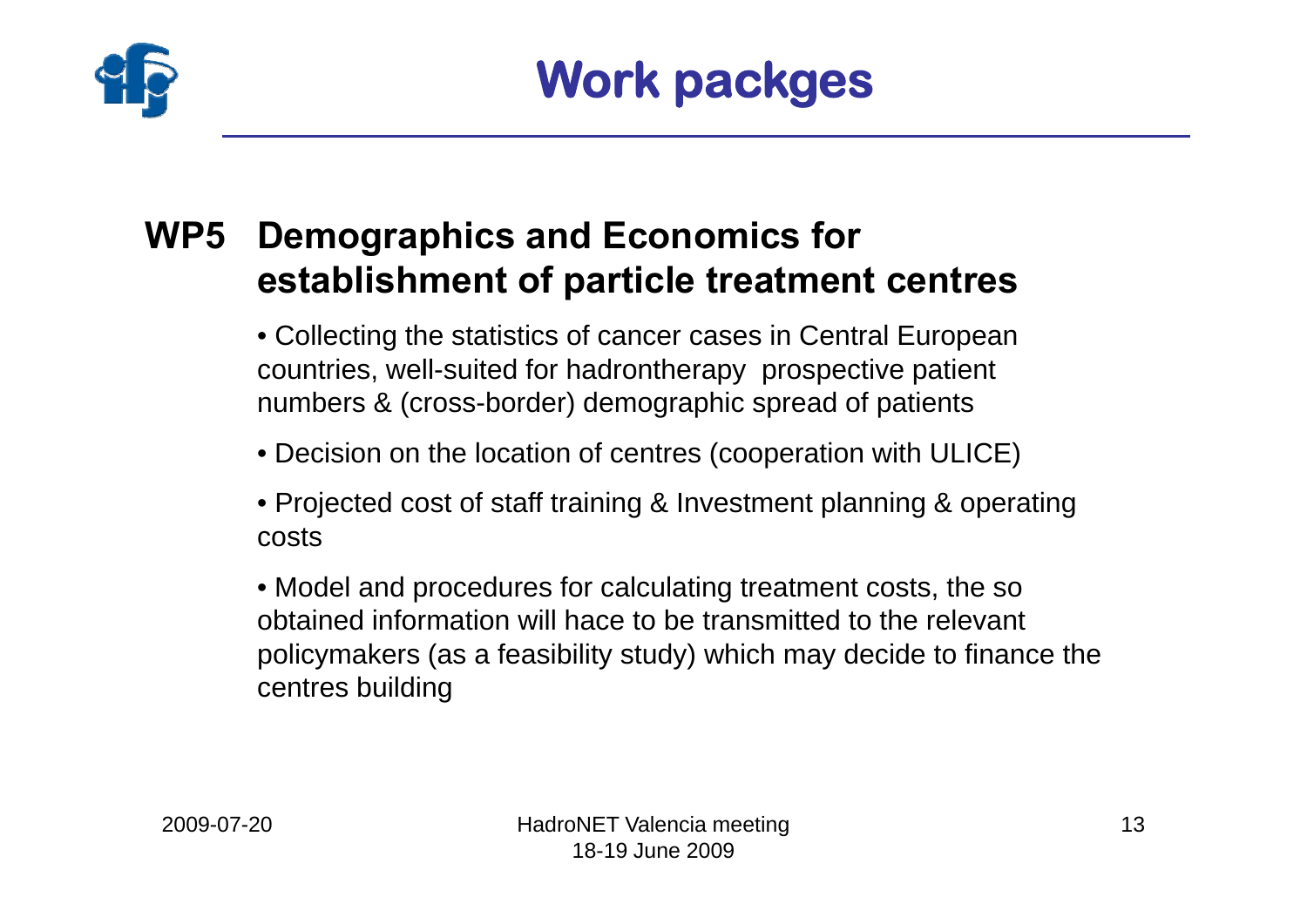# Work packges

## WP5 Demographics and Economics for establishment of particle treatment centres

- Collecting the statistics of cancer cases in Central European countries, well-suited for hadrontherapy prospective patient numbers & (cross-border) demographic spread of patients
- Decision on the location of centres (cooperation with ULICE)
- Projected cost of staff training & Investment planning & operating costs
- Model and procedures for calculating treatment costs, the so obtained information will hace to be transmitted to the relevant policymakers (as a feasibility study) which may decide to finance the centres building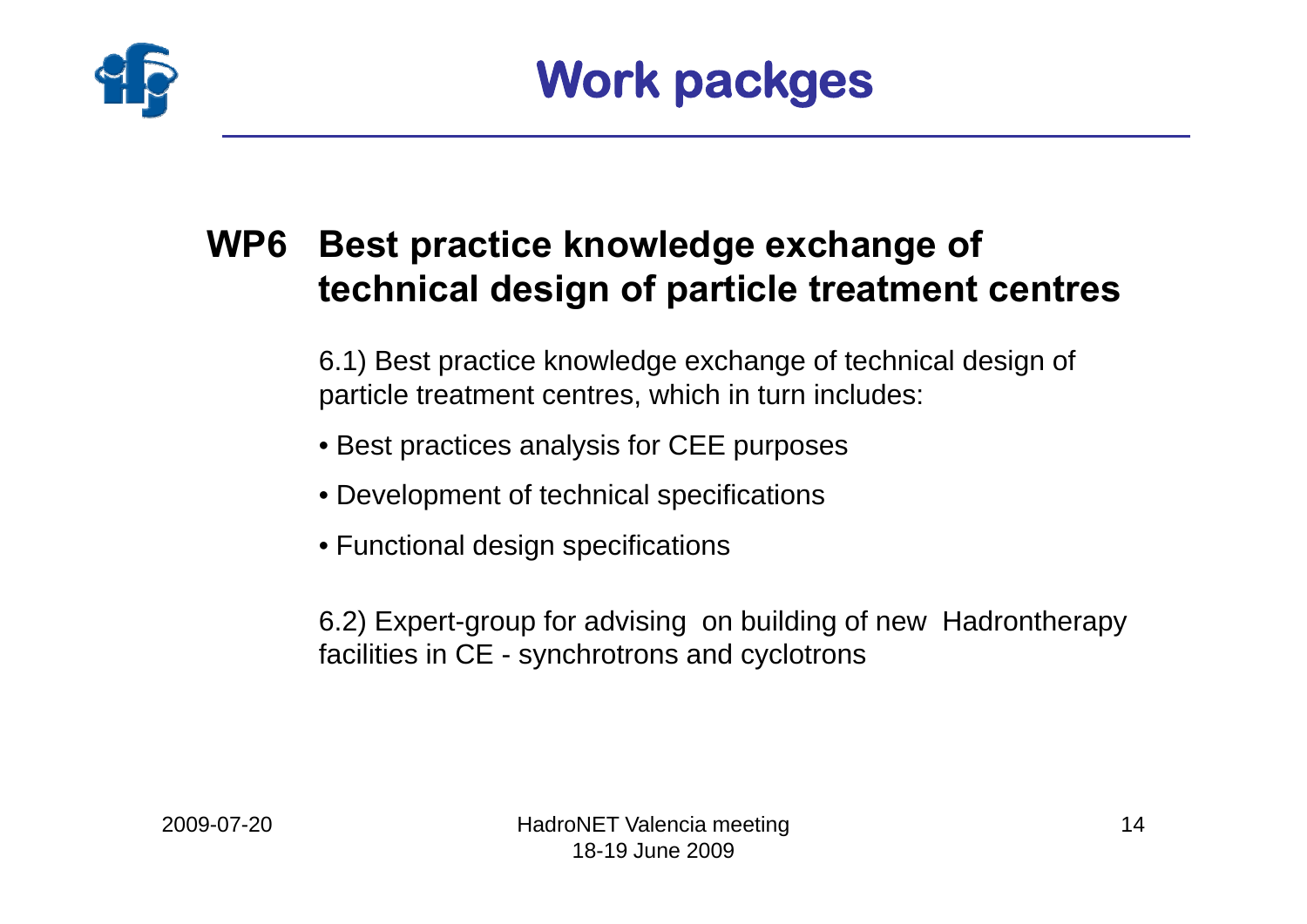# Work packges

## WP6 Best practice knowledge exchange of technical design of particle treatment centres

6.1) Best practice knowledge exchange of technical design of particle treatment centres, which in turn includes:

- Best practices analysis for CEE purposes
- Development of technical specifications
- Functional design specifications

6.2) Expert-group for advising on building of new Hadrontherapy facilities in CE - synchrotrons and cyclotrons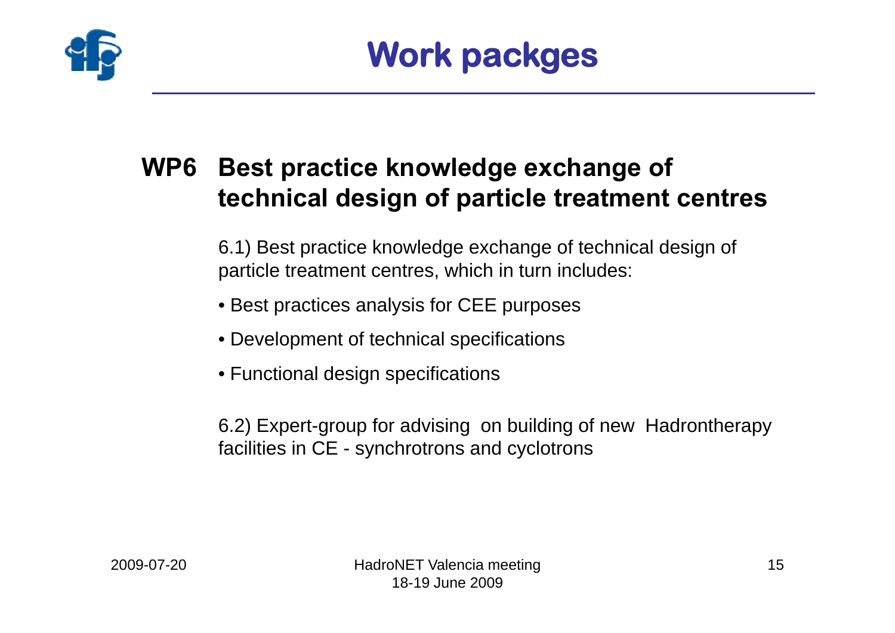# Work packges

## WP6 Best practice knowledge exchange of technical design of particle treatment centres

6.1) Best practice knowledge exchange of technical design of particle treatment centres, which in turn includes:

- Best practices analysis for CEE purposes
- Development of technical specifications
- Functional design specifications

6.2) Expert-group for advising on building of new Hadrontherapy facilities in CE - synchrotrons and cyclotrons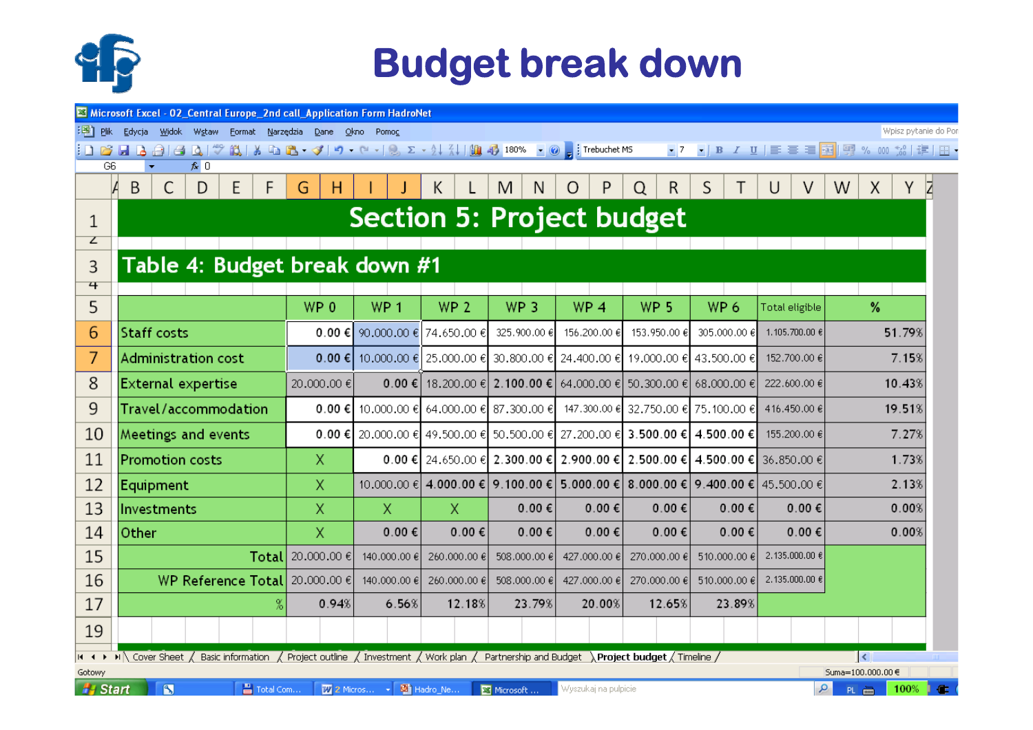# Budget break down

## Section 5: Project budget

### Table 4: Budget break down #1

| | WP 0 | WP 1 | WP 2 | WP 3 | WP 4 | WP 5 | WP 6 | Total eligible | % |
|---|---|---|---|---|---|---|---|---|---|
| Staff costs | 0.00 € | 90.000.00 € | 74.650.00 € | 325.900.00 € | 156.200.00 € | 153.950.00 € | 305.000.00 € | 1.105.700.00 € | 51.79% |
| Administration cost | 0.00 € | 10.000.00 € | 25.000.00 € | 30.800.00 € | 24.400.00 € | 19.000.00 € | 43.500.00 € | 152.700.00 € | 7.15% |
| External expertise | 20.000.00 € | 0.00 € | 18.200.00 € | 2.100.00 € | 64.000.00 € | 50.300.00 € | 68.000.00 € | 222.600.00 € | 10.43% |
| Travel/accommodation | 0.00 € | 10.000.00 € | 64.000.00 € | 87.300.00 € | 147.300.00 € | 32.750.00 € | 75.100.00 € | 416.450.00 € | 19.51% |
| Meetings and events | 0.00 € | 20.000.00 € | 49.500.00 € | 50.500.00 € | 27.200.00 € | 3.500.00 € | 4.500.00 € | 155.200.00 € | 7.27% |
| Promotion costs | X | 0.00 € | 24.650.00 € | 2.300.00 € | 2.900.00 € | 2.500.00 € | 4.500.00 € | 36.850.00 € | 1.73% |
| Equipment | X | 10.000.00 € | 4.000.00 € | 9.100.00 € | 5.000.00 € | 8.000.00 € | 9.400.00 € | 45.500.00 € | 2.13% |
| Investments | X | X | X | 0.00 € | 0.00 € | 0.00 € | 0.00 € | 0.00 € | 0.00% |
| Other | X | 0.00 € | 0.00 € | 0.00 € | 0.00 € | 0.00 € | 0.00 € | 0.00 € | 0.00% |
| Total | 20.000.00 € | 140.000.00 € | 260.000.00 € | 508.000.00 € | 427.000.00 € | 270.000.00 € | 510.000.00 € | 2.135.000.00 € | |
| WP Reference Total | 20.000.00 € | 140.000.00 € | 260.000.00 € | 508.000.00 € | 427.000.00 € | 270.000.00 € | 510.000.00 € | 2.135.000.00 € | |
| % | 0.94% | 6.56% | 12.18% | 23.79% | 20.00% | 12.65% | 23.89% | | |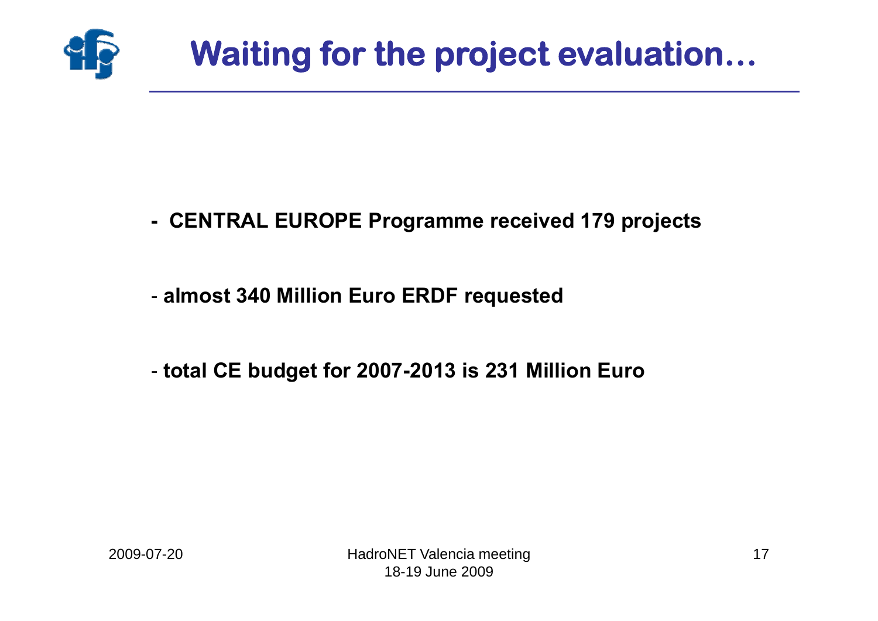# Waiting for the project evaluation…

- **CENTRAL EUROPE Programme received 179 projects**

- **almost 340 Million Euro ERDF requested**

- **total CE budget for 2007-2013 is 231 Million Euro**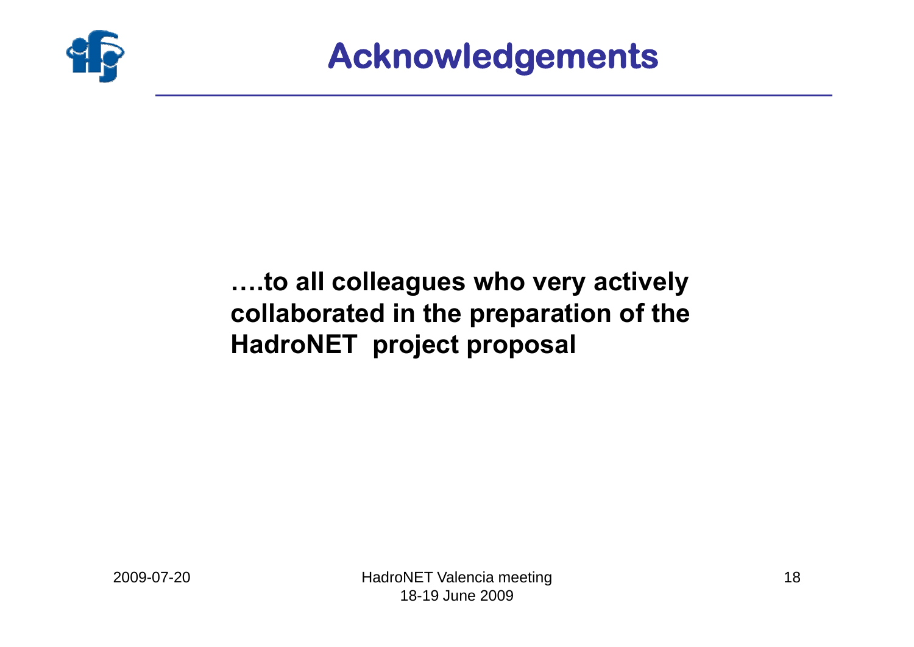# Acknowledgements

**….to all colleagues who very actively collaborated in the preparation of the HadroNET project proposal**